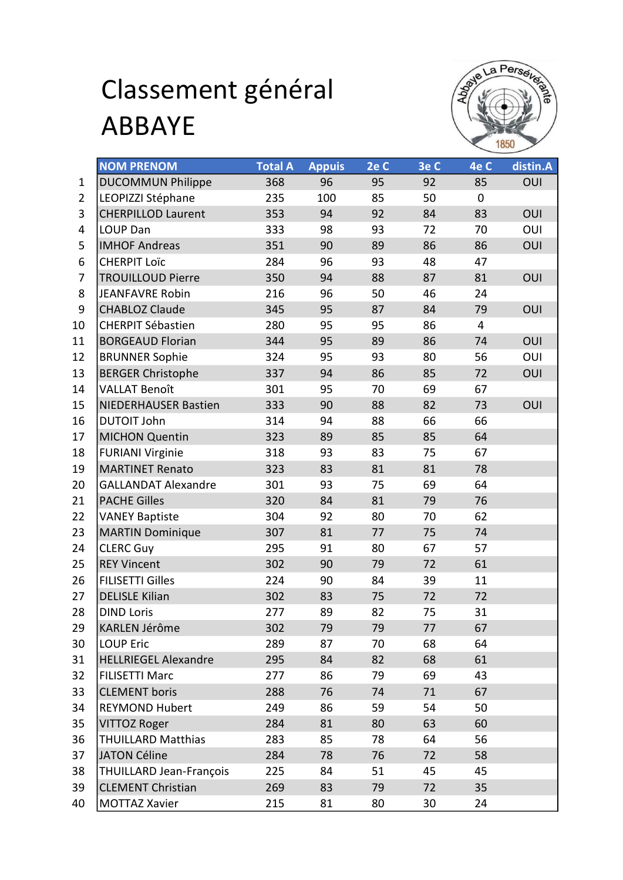# Classement général ABBAYE

| | NOM PRENOM | Total A | Appuis | 2e C | 3e C | 4e C | distin.A |
|---|---|---|---|---|---|---|---|
| 1 | DUCOMMUN Philippe | 368 | 96 | 95 | 92 | 85 | OUI |
| 2 | LEOPIZZI Stéphane | 235 | 100 | 85 | 50 | 0 | |
| 3 | CHERPILLOD Laurent | 353 | 94 | 92 | 84 | 83 | OUI |
| 4 | LOUP Dan | 333 | 98 | 93 | 72 | 70 | OUI |
| 5 | IMHOF Andreas | 351 | 90 | 89 | 86 | 86 | OUI |
| 6 | CHERPIT Loïc | 284 | 96 | 93 | 48 | 47 | |
| 7 | TROUILLOUD Pierre | 350 | 94 | 88 | 87 | 81 | OUI |
| 8 | JEANFAVRE Robin | 216 | 96 | 50 | 46 | 24 | |
| 9 | CHABLOZ Claude | 345 | 95 | 87 | 84 | 79 | OUI |
| 10 | CHERPIT Sébastien | 280 | 95 | 95 | 86 | 4 | |
| 11 | BORGEAUD Florian | 344 | 95 | 89 | 86 | 74 | OUI |
| 12 | BRUNNER Sophie | 324 | 95 | 93 | 80 | 56 | OUI |
| 13 | BERGER Christophe | 337 | 94 | 86 | 85 | 72 | OUI |
| 14 | VALLAT Benoît | 301 | 95 | 70 | 69 | 67 | |
| 15 | NIEDERHAUSER Bastien | 333 | 90 | 88 | 82 | 73 | OUI |
| 16 | DUTOIT John | 314 | 94 | 88 | 66 | 66 | |
| 17 | MICHON Quentin | 323 | 89 | 85 | 85 | 64 | |
| 18 | FURIANI Virginie | 318 | 93 | 83 | 75 | 67 | |
| 19 | MARTINET Renato | 323 | 83 | 81 | 81 | 78 | |
| 20 | GALLANDAT Alexandre | 301 | 93 | 75 | 69 | 64 | |
| 21 | PACHE Gilles | 320 | 84 | 81 | 79 | 76 | |
| 22 | VANEY Baptiste | 304 | 92 | 80 | 70 | 62 | |
| 23 | MARTIN Dominique | 307 | 81 | 77 | 75 | 74 | |
| 24 | CLERC Guy | 295 | 91 | 80 | 67 | 57 | |
| 25 | REY Vincent | 302 | 90 | 79 | 72 | 61 | |
| 26 | FILISETTI Gilles | 224 | 90 | 84 | 39 | 11 | |
| 27 | DELISLE Kilian | 302 | 83 | 75 | 72 | 72 | |
| 28 | DIND Loris | 277 | 89 | 82 | 75 | 31 | |
| 29 | KARLEN Jérôme | 302 | 79 | 79 | 77 | 67 | |
| 30 | LOUP Eric | 289 | 87 | 70 | 68 | 64 | |
| 31 | HELLRIEGEL Alexandre | 295 | 84 | 82 | 68 | 61 | |
| 32 | FILISETTI Marc | 277 | 86 | 79 | 69 | 43 | |
| 33 | CLEMENT boris | 288 | 76 | 74 | 71 | 67 | |
| 34 | REYMOND Hubert | 249 | 86 | 59 | 54 | 50 | |
| 35 | VITTOZ Roger | 284 | 81 | 80 | 63 | 60 | |
| 36 | THUILLARD Matthias | 283 | 85 | 78 | 64 | 56 | |
| 37 | JATON Céline | 284 | 78 | 76 | 72 | 58 | |
| 38 | THUILLARD Jean-François | 225 | 84 | 51 | 45 | 45 | |
| 39 | CLEMENT Christian | 269 | 83 | 79 | 72 | 35 | |
| 40 | MOTTAZ Xavier | 215 | 81 | 80 | 30 | 24 | |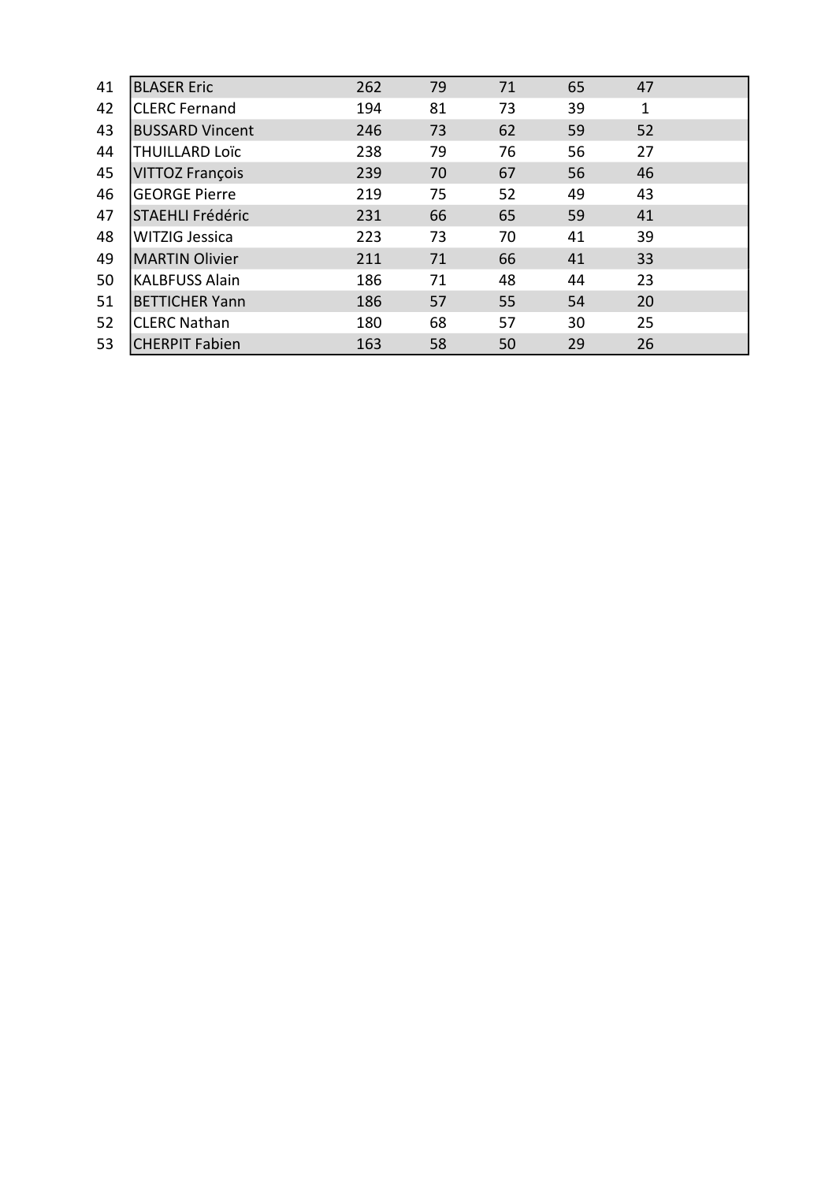| | | | | | | |
|---|---|---|---|---|---|---|
| 41 | BLASER Eric | 262 | 79 | 71 | 65 | 47 |
| 42 | CLERC Fernand | 194 | 81 | 73 | 39 | 1 |
| 43 | BUSSARD Vincent | 246 | 73 | 62 | 59 | 52 |
| 44 | THUILLARD Loïc | 238 | 79 | 76 | 56 | 27 |
| 45 | VITTOZ François | 239 | 70 | 67 | 56 | 46 |
| 46 | GEORGE Pierre | 219 | 75 | 52 | 49 | 43 |
| 47 | STAEHLI Frédéric | 231 | 66 | 65 | 59 | 41 |
| 48 | WITZIG Jessica | 223 | 73 | 70 | 41 | 39 |
| 49 | MARTIN Olivier | 211 | 71 | 66 | 41 | 33 |
| 50 | KALBFUSS Alain | 186 | 71 | 48 | 44 | 23 |
| 51 | BETTICHER Yann | 186 | 57 | 55 | 54 | 20 |
| 52 | CLERC Nathan | 180 | 68 | 57 | 30 | 25 |
| 53 | CHERPIT Fabien | 163 | 58 | 50 | 29 | 26 |